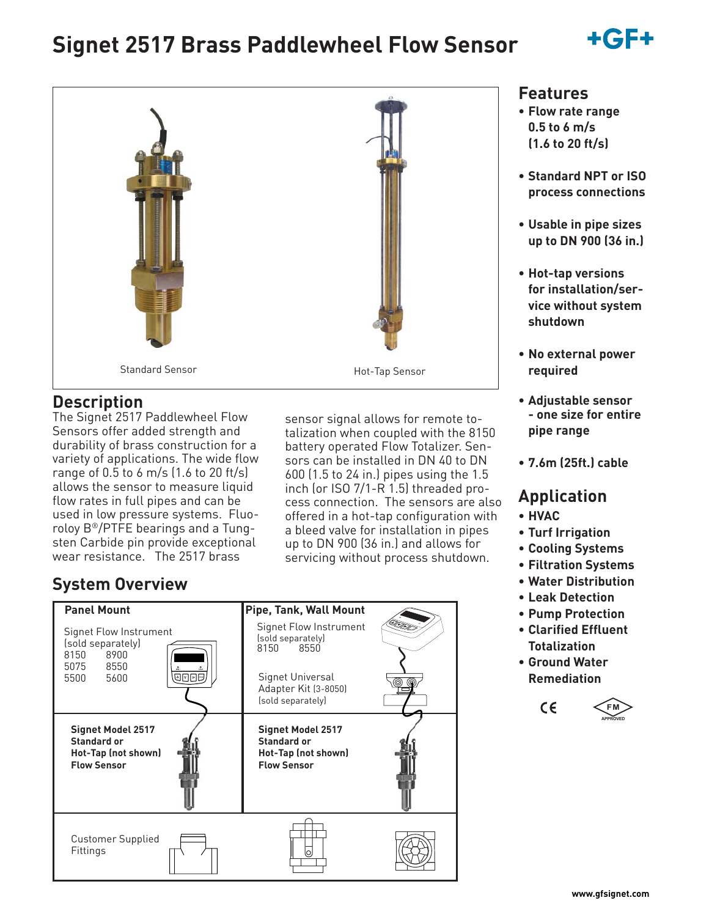# Signet 2517 Brass Paddlewheel Flow Sensor

Standard Sensor

Hot-Tap Sensor

## Description

The Signet 2517 Paddlewheel Flow Sensors offer added strength and durability of brass construction for a variety of applications. The wide flow range of 0.5 to 6 m/s (1.6 to 20 ft/s) allows the sensor to measure liquid flow rates in full pipes and can be used in low pressure systems. Fluoroloy B®/PTFE bearings and a Tungsten Carbide pin provide exceptional wear resistance. The 2517 brass sensor signal allows for remote totalization when coupled with the 8150 battery operated Flow Totalizer. Sensors can be installed in DN 40 to DN 600 (1.5 to 24 in.) pipes using the 1.5 inch (or ISO 7/1-R 1.5) threaded process connection. The sensors are also offered in a hot-tap configuration with a bleed valve for installation in pipes up to DN 900 (36 in.) and allows for servicing without process shutdown.

## System Overview

| Panel Mount | Pipe, Tank, Wall Mount |
|---|---|
| Signet Flow Instrument (sold separately) 8150 8900 5075 8550 5500 5600 | Signet Flow Instrument (sold separately) 8150 8550<br>Signet Universal Adapter Kit (3-8050) (sold separately) |
| **Signet Model 2517 Standard or Hot-Tap (not shown) Flow Sensor** | **Signet Model 2517 Standard or Hot-Tap (not shown) Flow Sensor** |
| Customer Supplied Fittings | |

## Features

- **Flow rate range 0.5 to 6 m/s (1.6 to 20 ft/s)**
- **Standard NPT or ISO process connections**
- **Usable in pipe sizes up to DN 900 (36 in.)**
- **Hot-tap versions for installation/service without system shutdown**
- **No external power required**
- **Adjustable sensor - one size for entire pipe range**
- **7.6m (25ft.) cable**

## Application

- **HVAC**
- **Turf Irrigation**
- **Cooling Systems**
- **Filtration Systems**
- **Water Distribution**
- **Leak Detection**
- **Pump Protection**
- **Clarified Effluent Totalization**
- **Ground Water Remediation**

CE FM APPROVED

www.gfsignet.com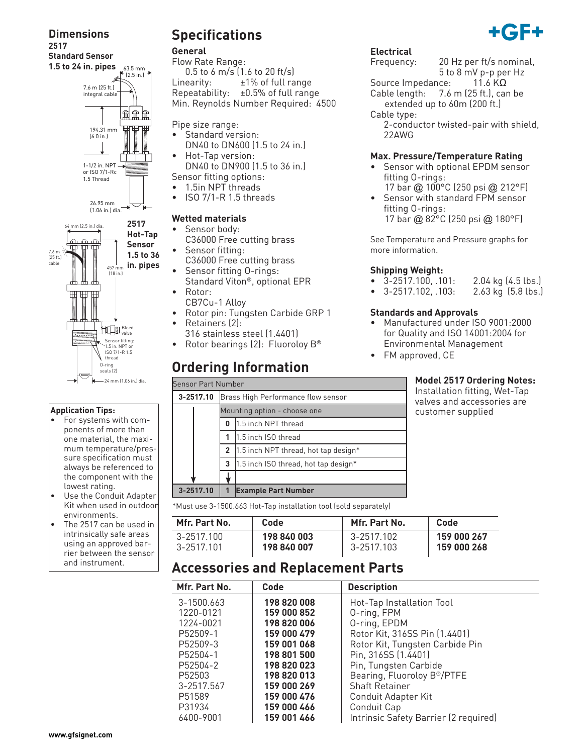## Dimensions

**2517 Standard Sensor 1.5 to 24 in. pipes**

63.5 mm (2.5 in.)
7.6 m (25 ft.) integral cable
194.31 mm (6.0 in.)
1-1/2 in. NPT or ISO 7/1-Rc 1.5 Thread
26.95 mm (1.06 in.) dia.

**2517 Hot-Tap Sensor 1.5 to 36 in. pipes**

64 mm (2.5 in.) dia.
7.6 m (25 ft.) cable
457 mm (18 in.)
Bleed valve
Sensor fitting: 1.5 in. NPT or ISO 7/1-R 1.5 thread
O-ring seals (2)
24 mm (1.06 in.) dia.

### Application Tips:

- For systems with components of more than one material, the maximum temperature/pressure specification must always be referenced to the component with the lowest rating.
- Use the Conduit Adapter Kit when used in outdoor environments.
- The 2517 can be used in intrinsically safe areas using an approved barrier between the sensor and instrument.

## Specifications

### General

Flow Rate Range:
0.5 to 6 m/s (1.6 to 20 ft/s)
Linearity: ±1% of full range
Repeatability: ±0.5% of full range
Min. Reynolds Number Required: 4500

Pipe size range:
- Standard version: DN40 to DN600 (1.5 to 24 in.)
- Hot-Tap version: DN40 to DN900 (1.5 to 36 in.)

Sensor fitting options:
- 1.5in NPT threads
- ISO 7/1-R 1.5 threads

### Wetted materials

- Sensor body: C36000 Free cutting brass
- Sensor fitting: C36000 Free cutting brass
- Sensor fitting O-rings: Standard Viton®, optional EPR
- Rotor: CB7Cu-1 Alloy
  Rotor pin: Tungsten Carbide GRP 1
- Retainers (2): 316 stainless steel (1.4401)
- Rotor bearings (2): Fluoroloy B®

### Electrical

Frequency: 20 Hz per ft/s nominal, 5 to 8 mV p-p per Hz
Source Impedance: 11.6 KΩ
Cable length: 7.6 m (25 ft.), can be extended up to 60m (200 ft.)
Cable type:
2-conductor twisted-pair with shield, 22AWG

### Max. Pressure/Temperature Rating

- Sensor with optional EPDM sensor fitting O-rings:
  17 bar @ 100°C (250 psi @ 212°F)
- Sensor with standard FPM sensor fitting O-rings:
  17 bar @ 82°C (250 psi @ 180°F)

See Temperature and Pressure graphs for more information.

### Shipping Weight:

- 3-2517.100, .101: 2.04 kg (4.5 lbs.)
- 3-2517.102, .103: 2.63 kg (5.8 lbs.)

### Standards and Approvals

- Manufactured under ISO 9001:2000 for Quality and ISO 14001:2004 for Environmental Management
- FM approved, CE

## Ordering Information

| Sensor Part Number | | |
|---|---|---|
| **3-2517.10** | Brass High Performance flow sensor | |
| | Mounting option - choose one | |
| | **0** | 1.5 inch NPT thread |
| | **1** | 1.5 inch ISO thread |
| | **2** | 1.5 inch NPT thread, hot tap design* |
| | **3** | 1.5 inch ISO thread, hot tap design* |
| **3-2517.10** | **1** | **Example Part Number** |

*Must use 3-1500.663 Hot-Tap installation tool (sold separately)

**Model 2517 Ordering Notes:**
Installation fitting, Wet-Tap valves and accessories are customer supplied

| Mfr. Part No. | Code | Mfr. Part No. | Code |
|---|---|---|---|
| 3-2517.100 | **198 840 003** | 3-2517.102 | **159 000 267** |
| 3-2517.101 | **198 840 007** | 3-2517.103 | **159 000 268** |

## Accessories and Replacement Parts

| Mfr. Part No. | Code | Description |
|---|---|---|
| 3-1500.663 | **198 820 008** | Hot-Tap Installation Tool |
| 1220-0121 | **159 000 852** | O-ring, FPM |
| 1224-0021 | **198 820 006** | O-ring, EPDM |
| P52509-1 | **159 000 479** | Rotor Kit, 316SS Pin (1.4401) |
| P52509-3 | **159 001 068** | Rotor Kit, Tungsten Carbide Pin |
| P52504-1 | **198 801 500** | Pin, 316SS (1.4401) |
| P52504-2 | **198 820 023** | Pin, Tungsten Carbide |
| P52503 | **198 820 013** | Bearing, Fluoroloy B®/PTFE |
| 3-2517.567 | **159 000 269** | Shaft Retainer |
| P51589 | **159 000 476** | Conduit Adapter Kit |
| P31934 | **159 000 466** | Conduit Cap |
| 6400-9001 | **159 001 466** | Intrinsic Safety Barrier (2 required) |

www.gfsignet.com